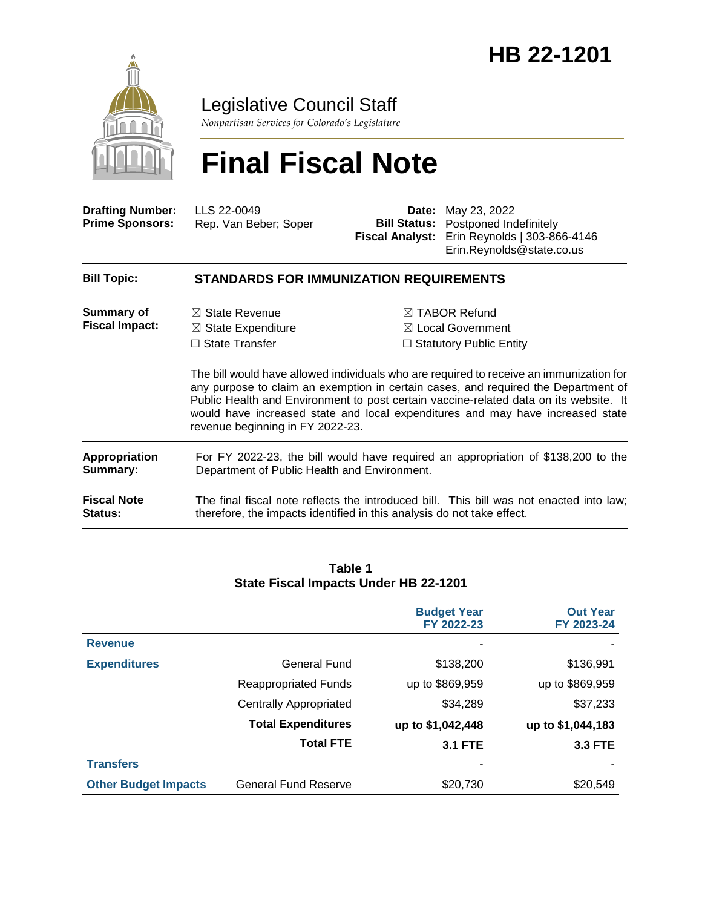# HB 22-1201

## Legislative Council Staff

*Nonpartisan Services for Colorado's Legislature*

# Final Fiscal Note

| | | | |
|---|---|---|---|
| **Drafting Number:** | LLS 22-0049 | **Date:** | May 23, 2022 |
| **Prime Sponsors:** | Rep. Van Beber; Soper | **Bill Status:** | Postponed Indefinitely |
| | | **Fiscal Analyst:** | Erin Reynolds \| 303-866-4146 Erin.Reynolds@state.co.us |

**Bill Topic:** **STANDARDS FOR IMMUNIZATION REQUIREMENTS**

**Summary of Fiscal Impact:**

☒ State Revenue
☒ State Expenditure
☐ State Transfer
☒ TABOR Refund
☒ Local Government
☐ Statutory Public Entity

The bill would have allowed individuals who are required to receive an immunization for any purpose to claim an exemption in certain cases, and required the Department of Public Health and Environment to post certain vaccine-related data on its website. It would have increased state and local expenditures and may have increased state revenue beginning in FY 2022-23.

**Appropriation Summary:** For FY 2022-23, the bill would have required an appropriation of $138,200 to the Department of Public Health and Environment.

**Fiscal Note Status:** The final fiscal note reflects the introduced bill. This bill was not enacted into law; therefore, the impacts identified in this analysis do not take effect.

**Table 1**
**State Fiscal Impacts Under HB 22-1201**

| | | Budget Year FY 2022-23 | Out Year FY 2023-24 |
|---|---|---|---|
| **Revenue** | | - | - |
| **Expenditures** | General Fund | $138,200 | $136,991 |
| | Reappropriated Funds | up to $869,959 | up to $869,959 |
| | Centrally Appropriated | $34,289 | $37,233 |
| | **Total Expenditures** | **up to $1,042,448** | **up to $1,044,183** |
| | **Total FTE** | **3.1 FTE** | **3.3 FTE** |
| **Transfers** | | - | - |
| **Other Budget Impacts** | General Fund Reserve | $20,730 | $20,549 |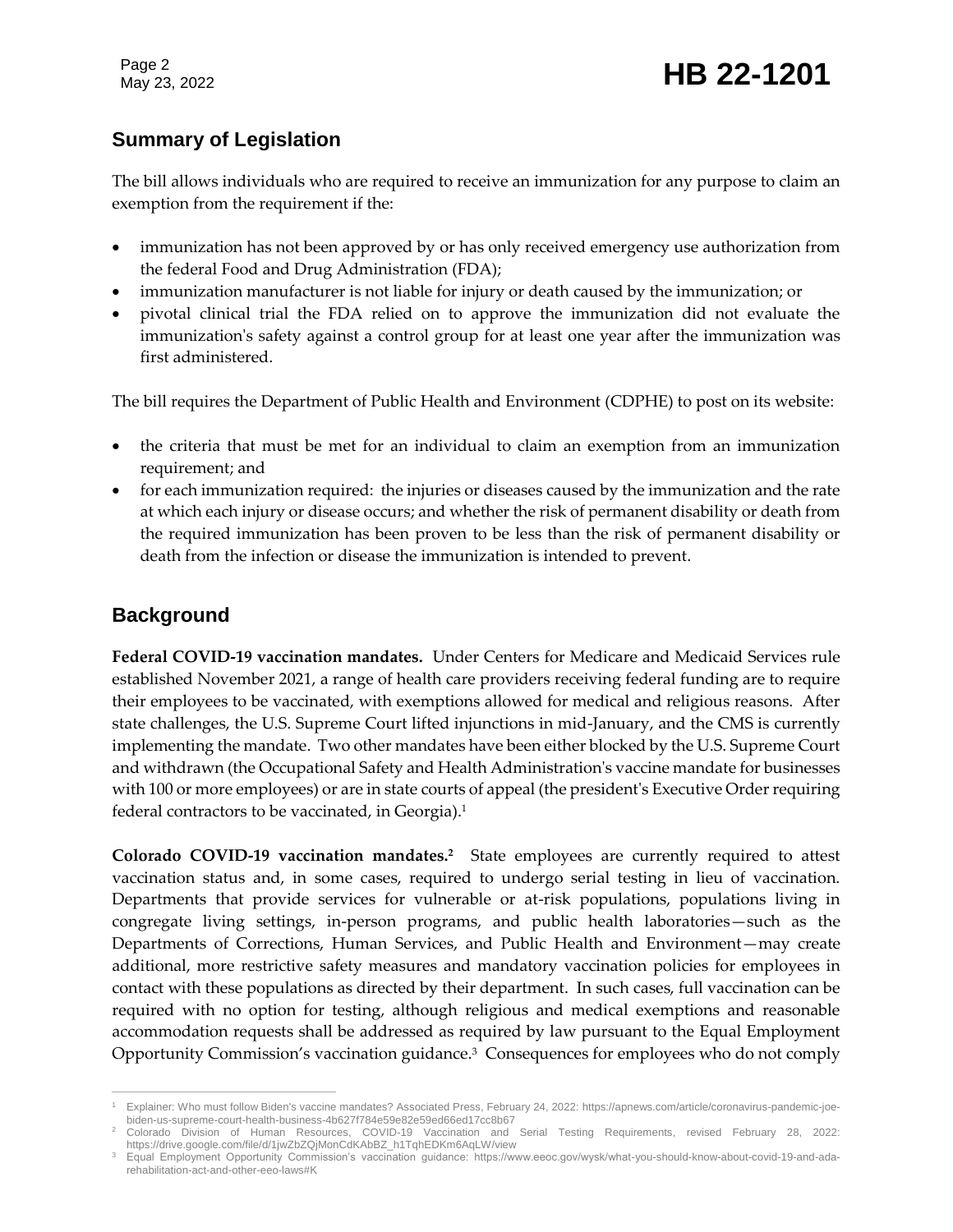## Summary of Legislation

The bill allows individuals who are required to receive an immunization for any purpose to claim an exemption from the requirement if the:

- immunization has not been approved by or has only received emergency use authorization from the federal Food and Drug Administration (FDA);
- immunization manufacturer is not liable for injury or death caused by the immunization; or
- pivotal clinical trial the FDA relied on to approve the immunization did not evaluate the immunization's safety against a control group for at least one year after the immunization was first administered.

The bill requires the Department of Public Health and Environment (CDPHE) to post on its website:

- the criteria that must be met for an individual to claim an exemption from an immunization requirement; and
- for each immunization required: the injuries or diseases caused by the immunization and the rate at which each injury or disease occurs; and whether the risk of permanent disability or death from the required immunization has been proven to be less than the risk of permanent disability or death from the infection or disease the immunization is intended to prevent.

## Background

**Federal COVID-19 vaccination mandates.** Under Centers for Medicare and Medicaid Services rule established November 2021, a range of health care providers receiving federal funding are to require their employees to be vaccinated, with exemptions allowed for medical and religious reasons. After state challenges, the U.S. Supreme Court lifted injunctions in mid-January, and the CMS is currently implementing the mandate. Two other mandates have been either blocked by the U.S. Supreme Court and withdrawn (the Occupational Safety and Health Administration's vaccine mandate for businesses with 100 or more employees) or are in state courts of appeal (the president's Executive Order requiring federal contractors to be vaccinated, in Georgia).[1]

**Colorado COVID-19 vaccination mandates.[2]** State employees are currently required to attest vaccination status and, in some cases, required to undergo serial testing in lieu of vaccination. Departments that provide services for vulnerable or at-risk populations, populations living in congregate living settings, in-person programs, and public health laboratories—such as the Departments of Corrections, Human Services, and Public Health and Environment—may create additional, more restrictive safety measures and mandatory vaccination policies for employees in contact with these populations as directed by their department. In such cases, full vaccination can be required with no option for testing, although religious and medical exemptions and reasonable accommodation requests shall be addressed as required by law pursuant to the Equal Employment Opportunity Commission's vaccination guidance.[3] Consequences for employees who do not comply

---

[1] Explainer: Who must follow Biden's vaccine mandates? Associated Press, February 24, 2022: https://apnews.com/article/coronavirus-pandemic-joe-biden-us-supreme-court-health-business-4b627f784e59e82e59ed66ed17cc8b67

[2] Colorado Division of Human Resources, COVID-19 Vaccination and Serial Testing Requirements, revised February 28, 2022: https://drive.google.com/file/d/1jwZbZQjMonCdKAbBZ_h1TqhEDKm6AqLW/view

[3] Equal Employment Opportunity Commission's vaccination guidance: https://www.eeoc.gov/wysk/what-you-should-know-about-covid-19-and-ada-rehabilitation-act-and-other-eeo-laws#K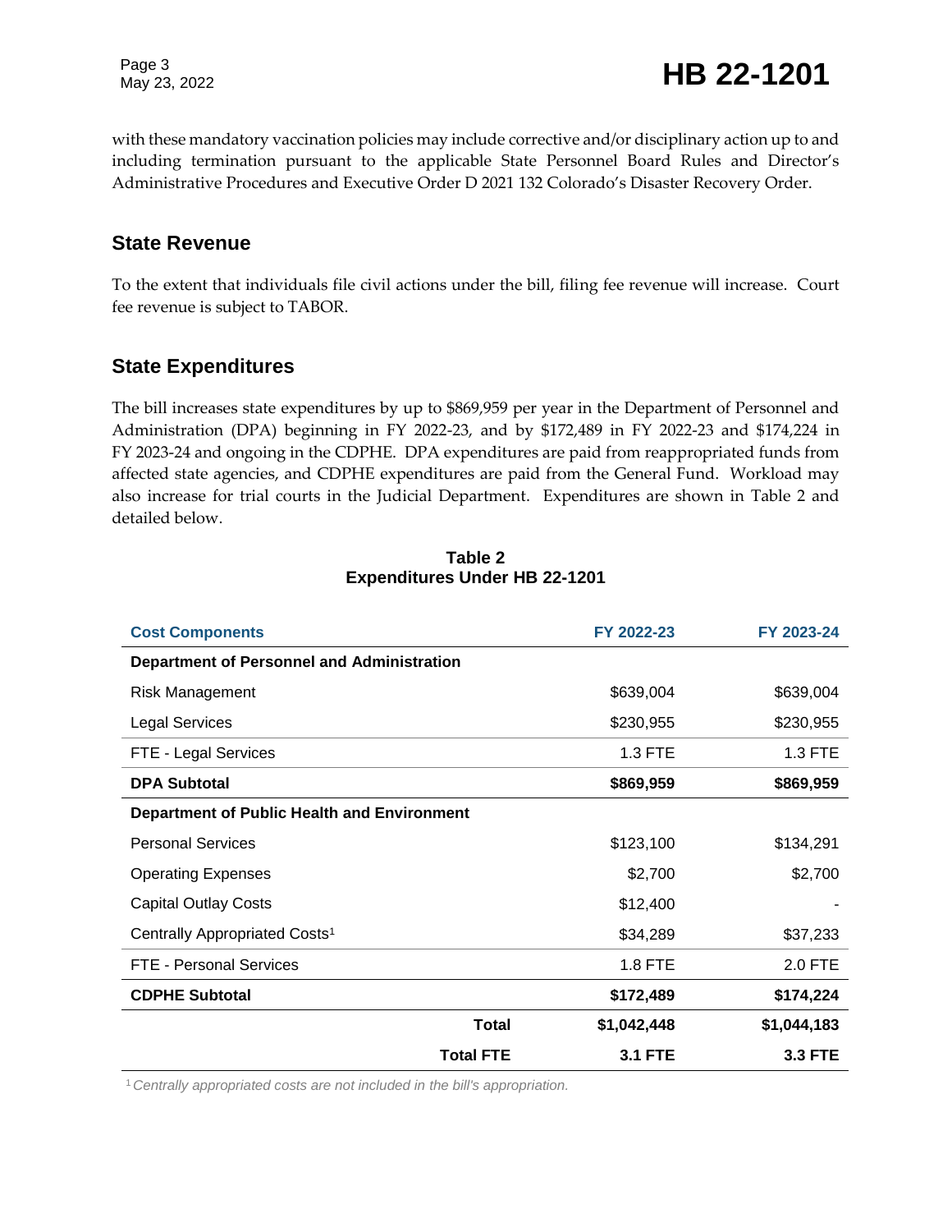with these mandatory vaccination policies may include corrective and/or disciplinary action up to and including termination pursuant to the applicable State Personnel Board Rules and Director's Administrative Procedures and Executive Order D 2021 132 Colorado's Disaster Recovery Order.

## State Revenue

To the extent that individuals file civil actions under the bill, filing fee revenue will increase. Court fee revenue is subject to TABOR.

## State Expenditures

The bill increases state expenditures by up to $869,959 per year in the Department of Personnel and Administration (DPA) beginning in FY 2022-23, and by $172,489 in FY 2022-23 and $174,224 in FY 2023-24 and ongoing in the CDPHE. DPA expenditures are paid from reappropriated funds from affected state agencies, and CDPHE expenditures are paid from the General Fund. Workload may also increase for trial courts in the Judicial Department. Expenditures are shown in Table 2 and detailed below.

**Table 2**
**Expenditures Under HB 22-1201**

| Cost Components | FY 2022-23 | FY 2023-24 |
|---|---|---|
| **Department of Personnel and Administration** | | |
| Risk Management | $639,004 | $639,004 |
| Legal Services | $230,955 | $230,955 |
| FTE - Legal Services | 1.3 FTE | 1.3 FTE |
| **DPA Subtotal** | **$869,959** | **$869,959** |
| **Department of Public Health and Environment** | | |
| Personal Services | $123,100 | $134,291 |
| Operating Expenses | $2,700 | $2,700 |
| Capital Outlay Costs | $12,400 | - |
| Centrally Appropriated Costs[1] | $34,289 | $37,233 |
| FTE - Personal Services | 1.8 FTE | 2.0 FTE |
| **CDPHE Subtotal** | **$172,489** | **$174,224** |
| **Total** | **$1,042,448** | **$1,044,183** |
| **Total FTE** | **3.1 FTE** | **3.3 FTE** |

[1] *Centrally appropriated costs are not included in the bill's appropriation.*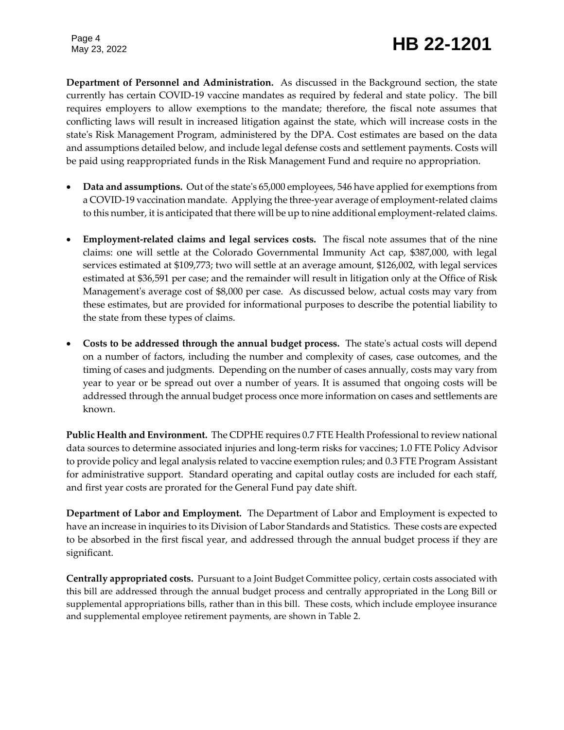**Department of Personnel and Administration.** As discussed in the Background section, the state currently has certain COVID-19 vaccine mandates as required by federal and state policy. The bill requires employers to allow exemptions to the mandate; therefore, the fiscal note assumes that conflicting laws will result in increased litigation against the state, which will increase costs in the state's Risk Management Program, administered by the DPA. Cost estimates are based on the data and assumptions detailed below, and include legal defense costs and settlement payments. Costs will be paid using reappropriated funds in the Risk Management Fund and require no appropriation.

- **Data and assumptions.** Out of the state's 65,000 employees, 546 have applied for exemptions from a COVID-19 vaccination mandate. Applying the three-year average of employment-related claims to this number, it is anticipated that there will be up to nine additional employment-related claims.
- **Employment-related claims and legal services costs.** The fiscal note assumes that of the nine claims: one will settle at the Colorado Governmental Immunity Act cap, $387,000, with legal services estimated at $109,773; two will settle at an average amount, $126,002, with legal services estimated at $36,591 per case; and the remainder will result in litigation only at the Office of Risk Management's average cost of $8,000 per case. As discussed below, actual costs may vary from these estimates, but are provided for informational purposes to describe the potential liability to the state from these types of claims.
- **Costs to be addressed through the annual budget process.** The state's actual costs will depend on a number of factors, including the number and complexity of cases, case outcomes, and the timing of cases and judgments. Depending on the number of cases annually, costs may vary from year to year or be spread out over a number of years. It is assumed that ongoing costs will be addressed through the annual budget process once more information on cases and settlements are known.

**Public Health and Environment.** The CDPHE requires 0.7 FTE Health Professional to review national data sources to determine associated injuries and long-term risks for vaccines; 1.0 FTE Policy Advisor to provide policy and legal analysis related to vaccine exemption rules; and 0.3 FTE Program Assistant for administrative support. Standard operating and capital outlay costs are included for each staff, and first year costs are prorated for the General Fund pay date shift.

**Department of Labor and Employment.** The Department of Labor and Employment is expected to have an increase in inquiries to its Division of Labor Standards and Statistics. These costs are expected to be absorbed in the first fiscal year, and addressed through the annual budget process if they are significant.

**Centrally appropriated costs.** Pursuant to a Joint Budget Committee policy, certain costs associated with this bill are addressed through the annual budget process and centrally appropriated in the Long Bill or supplemental appropriations bills, rather than in this bill. These costs, which include employee insurance and supplemental employee retirement payments, are shown in Table 2.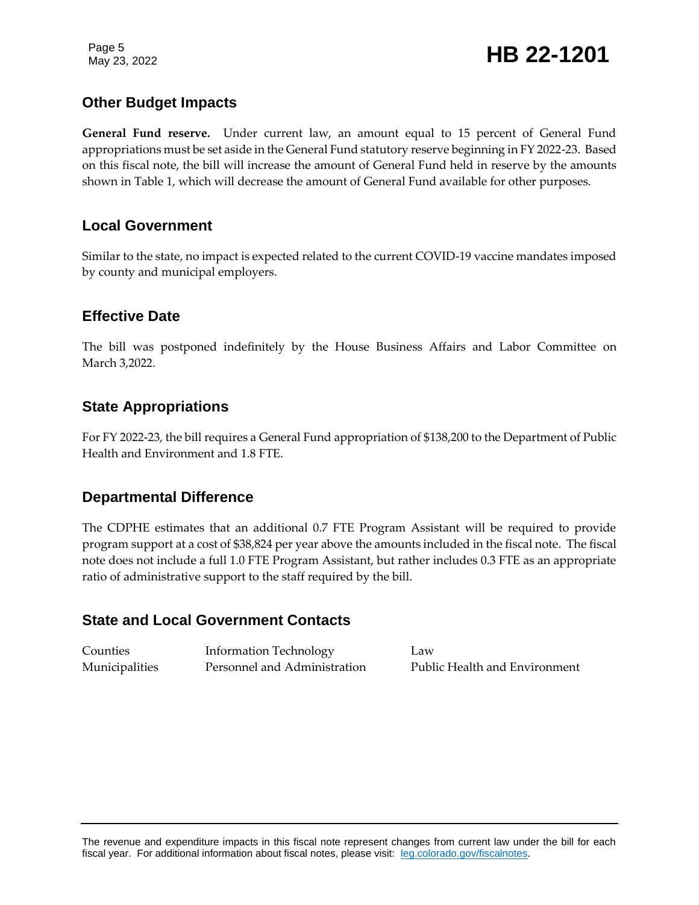## Other Budget Impacts

**General Fund reserve.** Under current law, an amount equal to 15 percent of General Fund appropriations must be set aside in the General Fund statutory reserve beginning in FY 2022-23. Based on this fiscal note, the bill will increase the amount of General Fund held in reserve by the amounts shown in Table 1, which will decrease the amount of General Fund available for other purposes.

## Local Government

Similar to the state, no impact is expected related to the current COVID-19 vaccine mandates imposed by county and municipal employers.

## Effective Date

The bill was postponed indefinitely by the House Business Affairs and Labor Committee on March 3,2022.

## State Appropriations

For FY 2022-23, the bill requires a General Fund appropriation of $138,200 to the Department of Public Health and Environment and 1.8 FTE.

## Departmental Difference

The CDPHE estimates that an additional 0.7 FTE Program Assistant will be required to provide program support at a cost of $38,824 per year above the amounts included in the fiscal note. The fiscal note does not include a full 1.0 FTE Program Assistant, but rather includes 0.3 FTE as an appropriate ratio of administrative support to the staff required by the bill.

## State and Local Government Contacts

| | | |
|---|---|---|
| Counties | Information Technology | Law |
| Municipalities | Personnel and Administration | Public Health and Environment |

The revenue and expenditure impacts in this fiscal note represent changes from current law under the bill for each fiscal year. For additional information about fiscal notes, please visit: leg.colorado.gov/fiscalnotes.